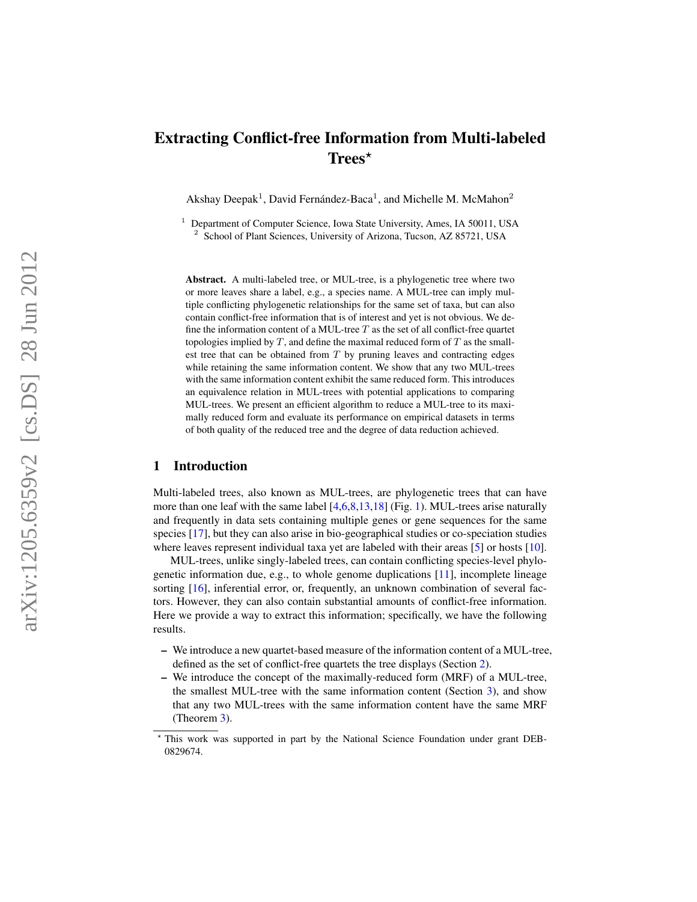# Extracting Conflict-free Information from Multi-labeled Trees*

Akshay Deepak[1], David Fernández-Baca[1], and Michelle M. McMahon[2]

[1] Department of Computer Science, Iowa State University, Ames, IA 50011, USA
[2] School of Plant Sciences, University of Arizona, Tucson, AZ 85721, USA

**Abstract.** A multi-labeled tree, or MUL-tree, is a phylogenetic tree where two or more leaves share a label, e.g., a species name. A MUL-tree can imply multiple conflicting phylogenetic relationships for the same set of taxa, but can also contain conflict-free information that is of interest and yet is not obvious. We define the information content of a MUL-tree $T$ as the set of all conflict-free quartet topologies implied by $T$, and define the maximal reduced form of $T$ as the smallest tree that can be obtained from $T$ by pruning leaves and contracting edges while retaining the same information content. We show that any two MUL-trees with the same information content exhibit the same reduced form. This introduces an equivalence relation in MUL-trees with potential applications to comparing MUL-trees. We present an efficient algorithm to reduce a MUL-tree to its maximally reduced form and evaluate its performance on empirical datasets in terms of both quality of the reduced tree and the degree of data reduction achieved.

## 1 Introduction

Multi-labeled trees, also known as MUL-trees, are phylogenetic trees that can have more than one leaf with the same label [4,6,8,13,18] (Fig. 1). MUL-trees arise naturally and frequently in data sets containing multiple genes or gene sequences for the same species [17], but they can also arise in bio-geographical studies or co-speciation studies where leaves represent individual taxa yet are labeled with their areas [5] or hosts [10].

MUL-trees, unlike singly-labeled trees, can contain conflicting species-level phylogenetic information due, e.g., to whole genome duplications [11], incomplete lineage sorting [16], inferential error, or, frequently, an unknown combination of several factors. However, they can also contain substantial amounts of conflict-free information. Here we provide a way to extract this information; specifically, we have the following results.

- We introduce a new quartet-based measure of the information content of a MUL-tree, defined as the set of conflict-free quartets the tree displays (Section 2).
- We introduce the concept of the maximally-reduced form (MRF) of a MUL-tree, the smallest MUL-tree with the same information content (Section 3), and show that any two MUL-trees with the same information content have the same MRF (Theorem 3).

* This work was supported in part by the National Science Foundation under grant DEB-0829674.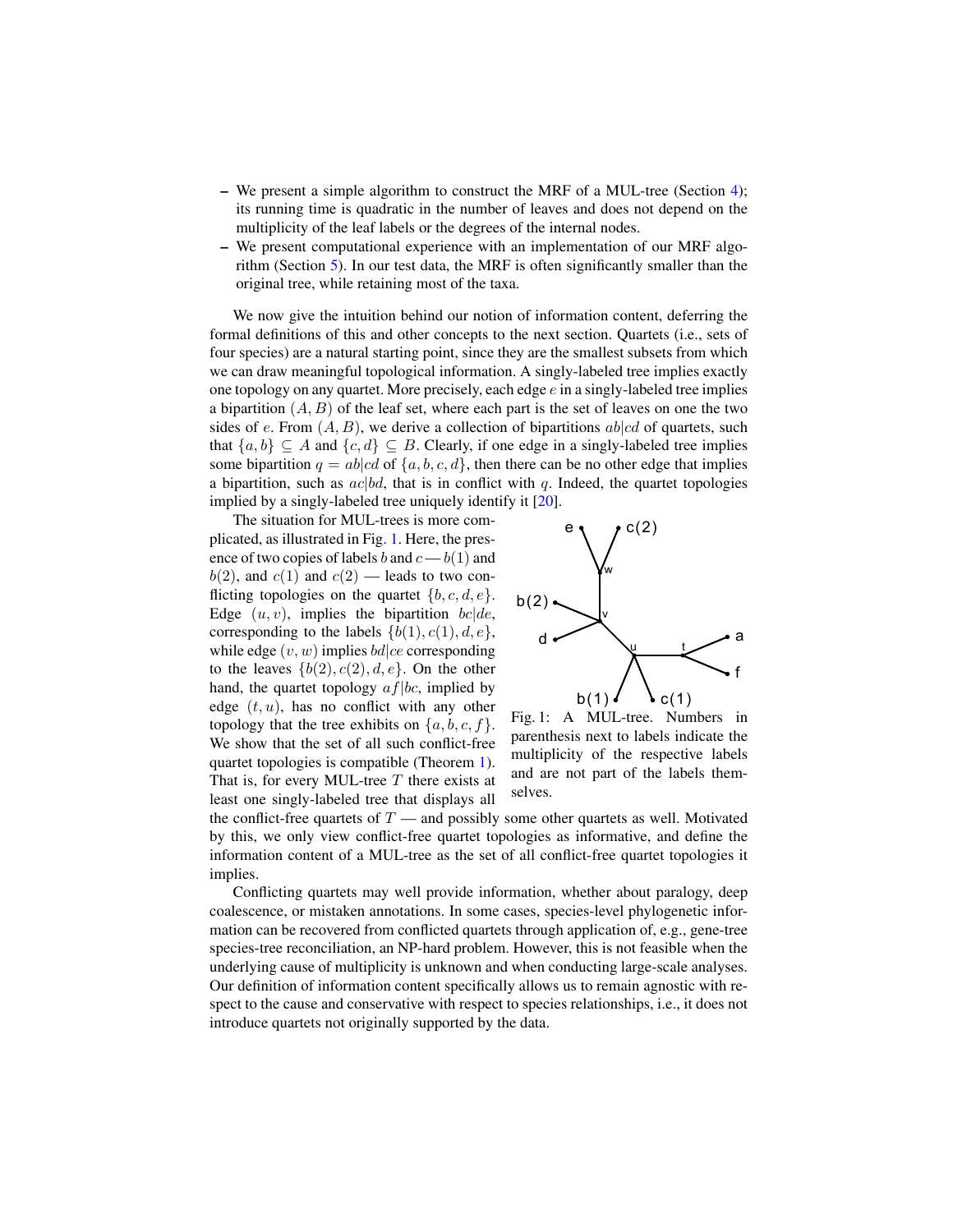– We present a simple algorithm to construct the MRF of a MUL-tree (Section 4); its running time is quadratic in the number of leaves and does not depend on the multiplicity of the leaf labels or the degrees of the internal nodes.
– We present computational experience with an implementation of our MRF algorithm (Section 5). In our test data, the MRF is often significantly smaller than the original tree, while retaining most of the taxa.

We now give the intuition behind our notion of information content, deferring the formal definitions of this and other concepts to the next section. Quartets (i.e., sets of four species) are a natural starting point, since they are the smallest subsets from which we can draw meaningful topological information. A singly-labeled tree implies exactly one topology on any quartet. More precisely, each edge $e$ in a singly-labeled tree implies a bipartition $(A, B)$ of the leaf set, where each part is the set of leaves on one the two sides of $e$. From $(A, B)$, we derive a collection of bipartitions $ab|cd$ of quartets, such that $\{a, b\} \subseteq A$ and $\{c, d\} \subseteq B$. Clearly, if one edge in a singly-labeled tree implies some bipartition $q = ab|cd$ of $\{a, b, c, d\}$, then there can be no other edge that implies a bipartition, such as $ac|bd$, that is in conflict with $q$. Indeed, the quartet topologies implied by a singly-labeled tree uniquely identify it [20].

The situation for MUL-trees is more complicated, as illustrated in Fig. 1. Here, the presence of two copies of labels $b$ and $c$ — $b(1)$ and $b(2)$, and $c(1)$ and $c(2)$ — leads to two conflicting topologies on the quartet $\{b, c, d, e\}$. Edge $(u, v)$, implies the bipartition $bc|de$, corresponding to the labels $\{b(1), c(1), d, e\}$, while edge $(v, w)$ implies $bd|ce$ corresponding to the leaves $\{b(2), c(2), d, e\}$. On the other hand, the quartet topology $af|bc$, implied by edge $(t, u)$, has no conflict with any other topology that the tree exhibits on $\{a, b, c, f\}$. We show that the set of all such conflict-free quartet topologies is compatible (Theorem 1). That is, for every MUL-tree $T$ there exists at least one singly-labeled tree that displays all the conflict-free quartets of $T$ — and possibly some other quartets as well. Motivated by this, we only view conflict-free quartet topologies as informative, and define the information content of a MUL-tree as the set of all conflict-free quartet topologies it implies.

Fig. 1: A MUL-tree. Numbers in parenthesis next to labels indicate the multiplicity of the respective labels and are not part of the labels themselves.

Conflicting quartets may well provide information, whether about paralogy, deep coalescence, or mistaken annotations. In some cases, species-level phylogenetic information can be recovered from conflicted quartets through application of, e.g., gene-tree species-tree reconciliation, an NP-hard problem. However, this is not feasible when the underlying cause of multiplicity is unknown and when conducting large-scale analyses. Our definition of information content specifically allows us to remain agnostic with respect to the cause and conservative with respect to species relationships, i.e., it does not introduce quartets not originally supported by the data.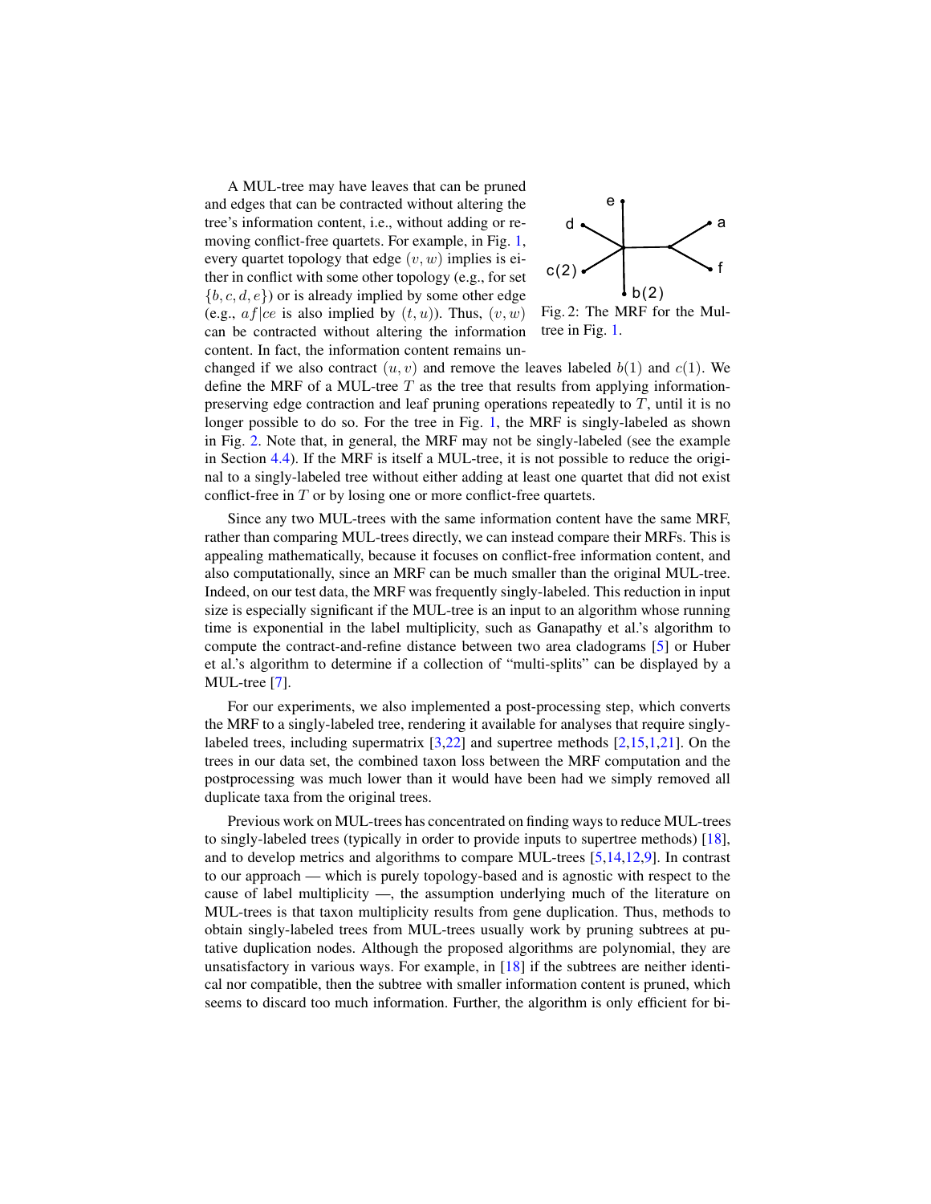A MUL-tree may have leaves that can be pruned and edges that can be contracted without altering the tree's information content, i.e., without adding or removing conflict-free quartets. For example, in Fig. 1, every quartet topology that edge $(v, w)$ implies is either in conflict with some other topology (e.g., for set $\{b, c, d, e\}$) or is already implied by some other edge (e.g., $af|ce$ is also implied by $(t, u)$). Thus, $(v, w)$ can be contracted without altering the information content. In fact, the information content remains unchanged if we also contract $(u, v)$ and remove the leaves labeled $b(1)$ and $c(1)$. We define the MRF of a MUL-tree $T$ as the tree that results from applying information-preserving edge contraction and leaf pruning operations repeatedly to $T$, until it is no longer possible to do so. For the tree in Fig. 1, the MRF is singly-labeled as shown in Fig. 2. Note that, in general, the MRF may not be singly-labeled (see the example in Section 4.4). If the MRF is itself a MUL-tree, it is not possible to reduce the original to a singly-labeled tree without either adding at least one quartet that did not exist conflict-free in $T$ or by losing one or more conflict-free quartets.

Fig. 2: The MRF for the Mul-tree in Fig. 1.

Since any two MUL-trees with the same information content have the same MRF, rather than comparing MUL-trees directly, we can instead compare their MRFs. This is appealing mathematically, because it focuses on conflict-free information content, and also computationally, since an MRF can be much smaller than the original MUL-tree. Indeed, on our test data, the MRF was frequently singly-labeled. This reduction in input size is especially significant if the MUL-tree is an input to an algorithm whose running time is exponential in the label multiplicity, such as Ganapathy et al.'s algorithm to compute the contract-and-refine distance between two area cladograms [5] or Huber et al.'s algorithm to determine if a collection of "multi-splits" can be displayed by a MUL-tree [7].

For our experiments, we also implemented a post-processing step, which converts the MRF to a singly-labeled tree, rendering it available for analyses that require singly-labeled trees, including supermatrix [3,22] and supertree methods [2,15,1,21]. On the trees in our data set, the combined taxon loss between the MRF computation and the postprocessing was much lower than it would have been had we simply removed all duplicate taxa from the original trees.

Previous work on MUL-trees has concentrated on finding ways to reduce MUL-trees to singly-labeled trees (typically in order to provide inputs to supertree methods) [18], and to develop metrics and algorithms to compare MUL-trees [5,14,12,9]. In contrast to our approach — which is purely topology-based and is agnostic with respect to the cause of label multiplicity —, the assumption underlying much of the literature on MUL-trees is that taxon multiplicity results from gene duplication. Thus, methods to obtain singly-labeled trees from MUL-trees usually work by pruning subtrees at putative duplication nodes. Although the proposed algorithms are polynomial, they are unsatisfactory in various ways. For example, in [18] if the subtrees are neither identical nor compatible, then the subtree with smaller information content is pruned, which seems to discard too much information. Further, the algorithm is only efficient for bi-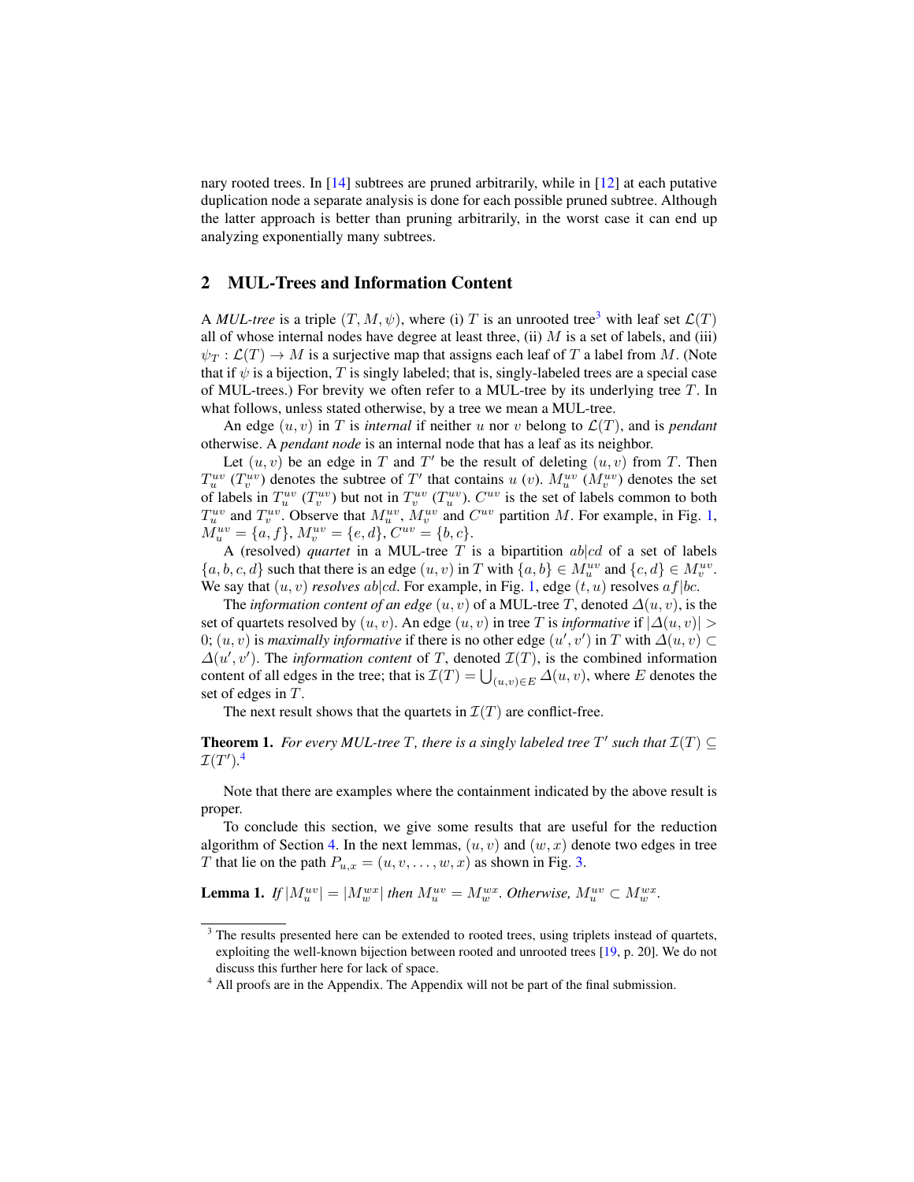nary rooted trees. In [14] subtrees are pruned arbitrarily, while in [12] at each putative duplication node a separate analysis is done for each possible pruned subtree. Although the latter approach is better than pruning arbitrarily, in the worst case it can end up analyzing exponentially many subtrees.

## 2 MUL-Trees and Information Content

A *MUL-tree* is a triple $(T, M, \psi)$, where (i) $T$ is an unrooted tree[3] with leaf set $\mathcal{L}(T)$ all of whose internal nodes have degree at least three, (ii) $M$ is a set of labels, and (iii) $\psi_T : \mathcal{L}(T) \to M$ is a surjective map that assigns each leaf of $T$ a label from $M$. (Note that if $\psi$ is a bijection, $T$ is singly labeled; that is, singly-labeled trees are a special case of MUL-trees.) For brevity we often refer to a MUL-tree by its underlying tree $T$. In what follows, unless stated otherwise, by a tree we mean a MUL-tree.

An edge $(u, v)$ in $T$ is *internal* if neither $u$ nor $v$ belong to $\mathcal{L}(T)$, and is *pendant* otherwise. A *pendant node* is an internal node that has a leaf as its neighbor.

Let $(u, v)$ be an edge in $T$ and $T'$ be the result of deleting $(u, v)$ from $T$. Then $T_u^{uv}$ ($T_v^{uv}$) denotes the subtree of $T'$ that contains $u$ ($v$). $M_u^{uv}$ ($M_v^{uv}$) denotes the set of labels in $T_u^{uv}$ ($T_v^{uv}$) but not in $T_v^{uv}$ ($T_u^{uv}$). $C^{uv}$ is the set of labels common to both $T_u^{uv}$ and $T_v^{uv}$. Observe that $M_u^{uv}$, $M_v^{uv}$ and $C^{uv}$ partition $M$. For example, in Fig. 1, $M_u^{uv} = \{a, f\}$, $M_v^{uv} = \{e, d\}$, $C^{uv} = \{b, c\}$.

A (resolved) *quartet* in a MUL-tree $T$ is a bipartition $ab|cd$ of a set of labels $\{a, b, c, d\}$ such that there is an edge $(u, v)$ in $T$ with $\{a, b\} \in M_u^{uv}$ and $\{c, d\} \in M_v^{uv}$. We say that $(u, v)$ *resolves* $ab|cd$. For example, in Fig. 1, edge $(t, u)$ resolves $af|bc$.

The *information content of an edge* $(u, v)$ of a MUL-tree $T$, denoted $\Delta(u, v)$, is the set of quartets resolved by $(u, v)$. An edge $(u, v)$ in tree $T$ is *informative* if $|\Delta(u, v)| > 0$; $(u, v)$ is *maximally informative* if there is no other edge $(u', v')$ in $T$ with $\Delta(u, v) \subset \Delta(u', v')$. The *information content* of $T$, denoted $\mathcal{I}(T)$, is the combined information content of all edges in the tree; that is $\mathcal{I}(T) = \bigcup_{(u,v) \in E} \Delta(u, v)$, where $E$ denotes the set of edges in $T$.

The next result shows that the quartets in $\mathcal{I}(T)$ are conflict-free.

**Theorem 1.** *For every MUL-tree $T$, there is a singly labeled tree $T'$ such that $\mathcal{I}(T) \subseteq \mathcal{I}(T')$.*[4]

Note that there are examples where the containment indicated by the above result is proper.

To conclude this section, we give some results that are useful for the reduction algorithm of Section 4. In the next lemmas, $(u, v)$ and $(w, x)$ denote two edges in tree $T$ that lie on the path $P_{u,x} = (u, v, \ldots, w, x)$ as shown in Fig. 3.

**Lemma 1.** *If $|M_u^{uv}| = |M_w^{wx}|$ then $M_u^{uv} = M_w^{wx}$. Otherwise, $M_u^{uv} \subset M_w^{wx}$.*

---

[3] The results presented here can be extended to rooted trees, using triplets instead of quartets, exploiting the well-known bijection between rooted and unrooted trees [19, p. 20]. We do not discuss this further here for lack of space.

[4] All proofs are in the Appendix. The Appendix will not be part of the final submission.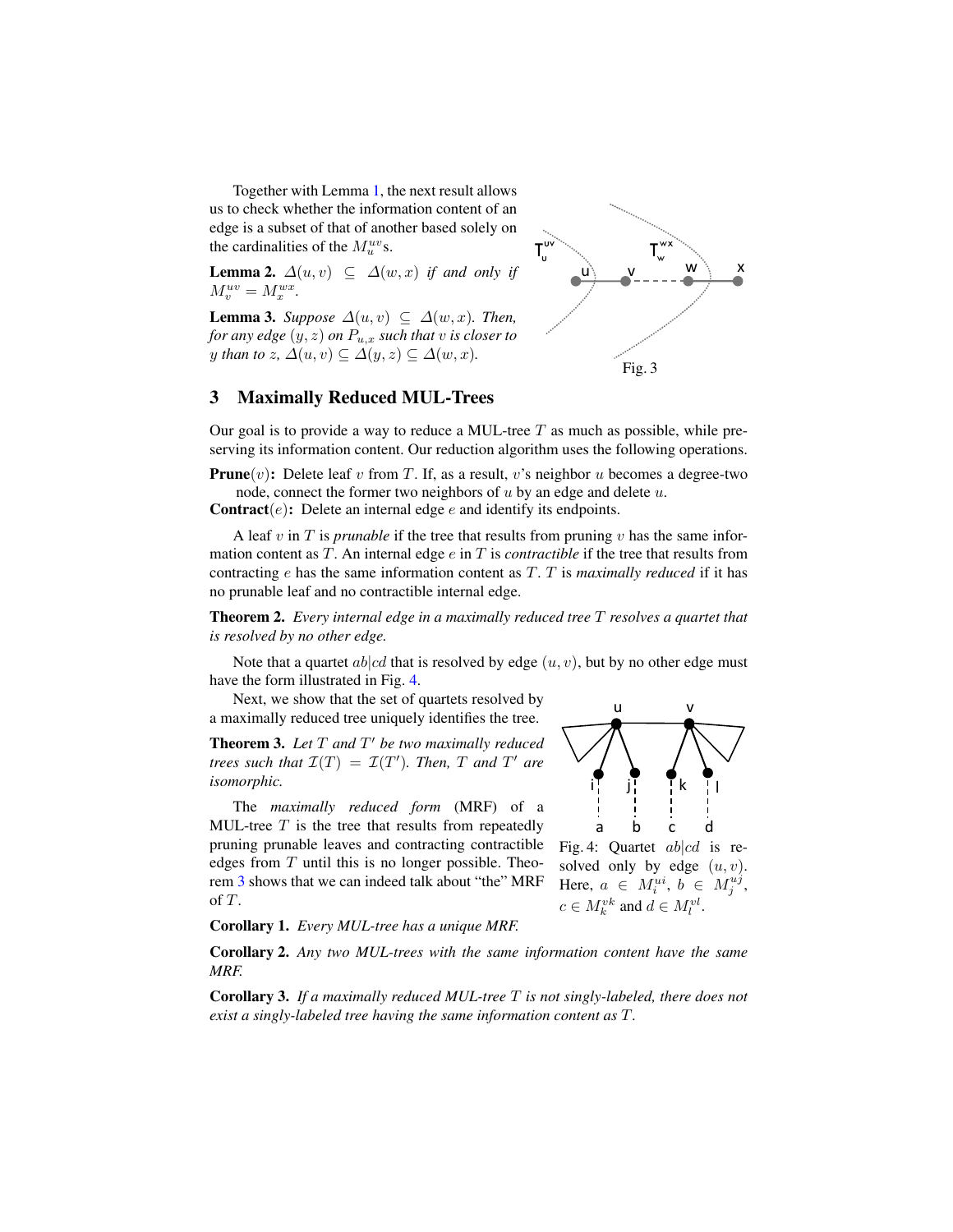Together with Lemma 1, the next result allows us to check whether the information content of an edge is a subset of that of another based solely on the cardinalities of the $M_u^{uv}$s.

**Lemma 2.** *$\Delta(u, v) \subseteq \Delta(w, x)$ if and only if $M_v^{uv} = M_x^{wx}$.*

**Lemma 3.** *Suppose $\Delta(u, v) \subseteq \Delta(w, x)$. Then, for any edge $(y, z)$ on $P_{u,x}$ such that $v$ is closer to $y$ than to $z$, $\Delta(u, v) \subseteq \Delta(y, z) \subseteq \Delta(w, x)$.*

Fig. 3

## 3 Maximally Reduced MUL-Trees

Our goal is to provide a way to reduce a MUL-tree $T$ as much as possible, while preserving its information content. Our reduction algorithm uses the following operations.

**Prune**($v$)**:** Delete leaf $v$ from $T$. If, as a result, $v$'s neighbor $u$ becomes a degree-two node, connect the former two neighbors of $u$ by an edge and delete $u$.

**Contract**($e$)**:** Delete an internal edge $e$ and identify its endpoints.

A leaf $v$ in $T$ is *prunable* if the tree that results from pruning $v$ has the same information content as $T$. An internal edge $e$ in $T$ is *contractible* if the tree that results from contracting $e$ has the same information content as $T$. $T$ is *maximally reduced* if it has no prunable leaf and no contractible internal edge.

**Theorem 2.** *Every internal edge in a maximally reduced tree $T$ resolves a quartet that is resolved by no other edge.*

Note that a quartet $ab|cd$ that is resolved by edge $(u, v)$, but by no other edge must have the form illustrated in Fig. 4.

Next, we show that the set of quartets resolved by a maximally reduced tree uniquely identifies the tree.

**Theorem 3.** *Let $T$ and $T'$ be two maximally reduced trees such that $\mathcal{I}(T) = \mathcal{I}(T')$. Then, $T$ and $T'$ are isomorphic.*

The *maximally reduced form* (MRF) of a MUL-tree $T$ is the tree that results from repeatedly pruning prunable leaves and contracting contractible edges from $T$ until this is no longer possible. Theorem 3 shows that we can indeed talk about "the" MRF of $T$.

Fig. 4: Quartet $ab|cd$ is resolved only by edge $(u, v)$. Here, $a \in M_i^{ui}$, $b \in M_j^{uj}$, $c \in M_k^{vk}$ and $d \in M_l^{vl}$.

**Corollary 1.** *Every MUL-tree has a unique MRF.*

**Corollary 2.** *Any two MUL-trees with the same information content have the same MRF.*

**Corollary 3.** *If a maximally reduced MUL-tree $T$ is not singly-labeled, there does not exist a singly-labeled tree having the same information content as $T$.*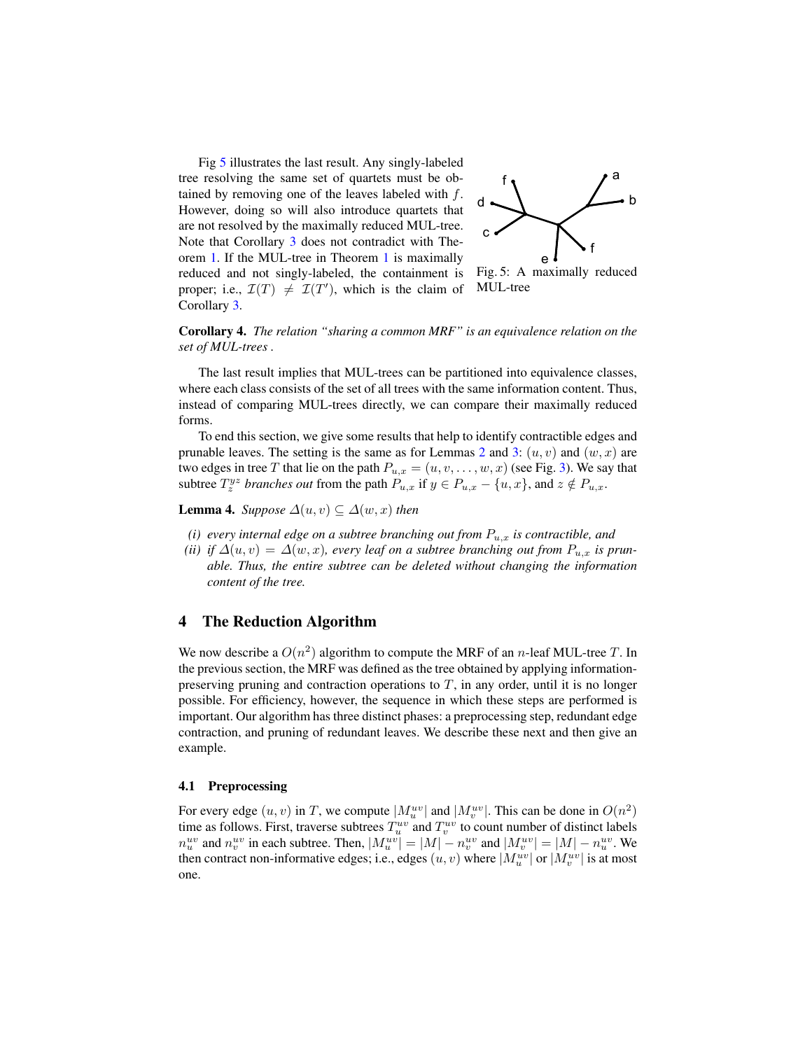Fig 5 illustrates the last result. Any singly-labeled tree resolving the same set of quartets must be obtained by removing one of the leaves labeled with $f$. However, doing so will also introduce quartets that are not resolved by the maximally reduced MUL-tree. Note that Corollary 3 does not contradict with Theorem 1. If the MUL-tree in Theorem 1 is maximally reduced and not singly-labeled, the containment is proper; i.e., $\mathcal{I}(T) \neq \mathcal{I}(T')$, which is the claim of Corollary 3.

Fig. 5: A maximally reduced MUL-tree

**Corollary 4.** *The relation "sharing a common MRF" is an equivalence relation on the set of MUL-trees .*

The last result implies that MUL-trees can be partitioned into equivalence classes, where each class consists of the set of all trees with the same information content. Thus, instead of comparing MUL-trees directly, we can compare their maximally reduced forms.

To end this section, we give some results that help to identify contractible edges and prunable leaves. The setting is the same as for Lemmas 2 and 3: $(u, v)$ and $(w, x)$ are two edges in tree $T$ that lie on the path $P_{u,x} = (u, v, \ldots, w, x)$ (see Fig. 3). We say that subtree $T_z^{yz}$ *branches out* from the path $P_{u,x}$ if $y \in P_{u,x} - \{u, x\}$, and $z \notin P_{u,x}$.

**Lemma 4.** *Suppose $\Delta(u, v) \subseteq \Delta(w, x)$ then*

*(i) every internal edge on a subtree branching out from $P_{u,x}$ is contractible, and*
*(ii) if $\Delta(u, v) = \Delta(w, x)$, every leaf on a subtree branching out from $P_{u,x}$ is prunable. Thus, the entire subtree can be deleted without changing the information content of the tree.*

## 4 The Reduction Algorithm

We now describe a $O(n^2)$ algorithm to compute the MRF of an $n$-leaf MUL-tree $T$. In the previous section, the MRF was defined as the tree obtained by applying information-preserving pruning and contraction operations to $T$, in any order, until it is no longer possible. For efficiency, however, the sequence in which these steps are performed is important. Our algorithm has three distinct phases: a preprocessing step, redundant edge contraction, and pruning of redundant leaves. We describe these next and then give an example.

### 4.1 Preprocessing

For every edge $(u, v)$ in $T$, we compute $|M_u^{uv}|$ and $|M_v^{uv}|$. This can be done in $O(n^2)$ time as follows. First, traverse subtrees $T_u^{uv}$ and $T_v^{uv}$ to count number of distinct labels $n_u^{uv}$ and $n_v^{uv}$ in each subtree. Then, $|M_u^{uv}| = |M| - n_v^{uv}$ and $|M_v^{uv}| = |M| - n_u^{uv}$. We then contract non-informative edges; i.e., edges $(u, v)$ where $|M_u^{uv}|$ or $|M_v^{uv}|$ is at most one.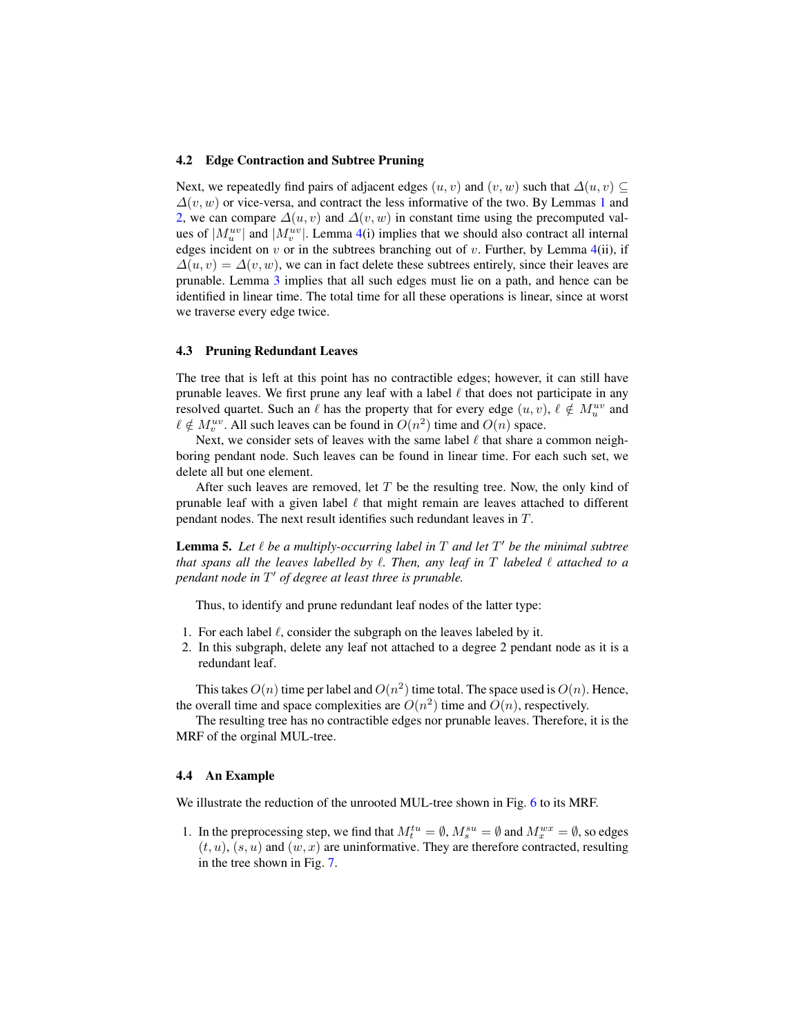### 4.2 Edge Contraction and Subtree Pruning

Next, we repeatedly find pairs of adjacent edges $(u, v)$ and $(v, w)$ such that $\Delta(u, v) \subseteq \Delta(v, w)$ or vice-versa, and contract the less informative of the two. By Lemmas 1 and 2, we can compare $\Delta(u, v)$ and $\Delta(v, w)$ in constant time using the precomputed values of $|M_u^{uv}|$ and $|M_v^{uv}|$. Lemma 4(i) implies that we should also contract all internal edges incident on $v$ or in the subtrees branching out of $v$. Further, by Lemma 4(ii), if $\Delta(u, v) = \Delta(v, w)$, we can in fact delete these subtrees entirely, since their leaves are prunable. Lemma 3 implies that all such edges must lie on a path, and hence can be identified in linear time. The total time for all these operations is linear, since at worst we traverse every edge twice.

### 4.3 Pruning Redundant Leaves

The tree that is left at this point has no contractible edges; however, it can still have prunable leaves. We first prune any leaf with a label $\ell$ that does not participate in any resolved quartet. Such an $\ell$ has the property that for every edge $(u, v)$, $\ell \notin M_u^{uv}$ and $\ell \notin M_v^{uv}$. All such leaves can be found in $O(n^2)$ time and $O(n)$ space.

Next, we consider sets of leaves with the same label $\ell$ that share a common neighboring pendant node. Such leaves can be found in linear time. For each such set, we delete all but one element.

After such leaves are removed, let $T$ be the resulting tree. Now, the only kind of prunable leaf with a given label $\ell$ that might remain are leaves attached to different pendant nodes. The next result identifies such redundant leaves in $T$.

**Lemma 5.** *Let $\ell$ be a multiply-occurring label in $T$ and let $T'$ be the minimal subtree that spans all the leaves labelled by $\ell$. Then, any leaf in $T$ labeled $\ell$ attached to a pendant node in $T'$ of degree at least three is prunable.*

Thus, to identify and prune redundant leaf nodes of the latter type:

1. For each label $\ell$, consider the subgraph on the leaves labeled by it.
2. In this subgraph, delete any leaf not attached to a degree 2 pendant node as it is a redundant leaf.

This takes $O(n)$ time per label and $O(n^2)$ time total. The space used is $O(n)$. Hence, the overall time and space complexities are $O(n^2)$ time and $O(n)$, respectively.

The resulting tree has no contractible edges nor prunable leaves. Therefore, it is the MRF of the orginal MUL-tree.

### 4.4 An Example

We illustrate the reduction of the unrooted MUL-tree shown in Fig. 6 to its MRF.

1. In the preprocessing step, we find that $M_t^{tu} = \emptyset$, $M_s^{su} = \emptyset$ and $M_x^{wx} = \emptyset$, so edges $(t, u)$, $(s, u)$ and $(w, x)$ are uninformative. They are therefore contracted, resulting in the tree shown in Fig. 7.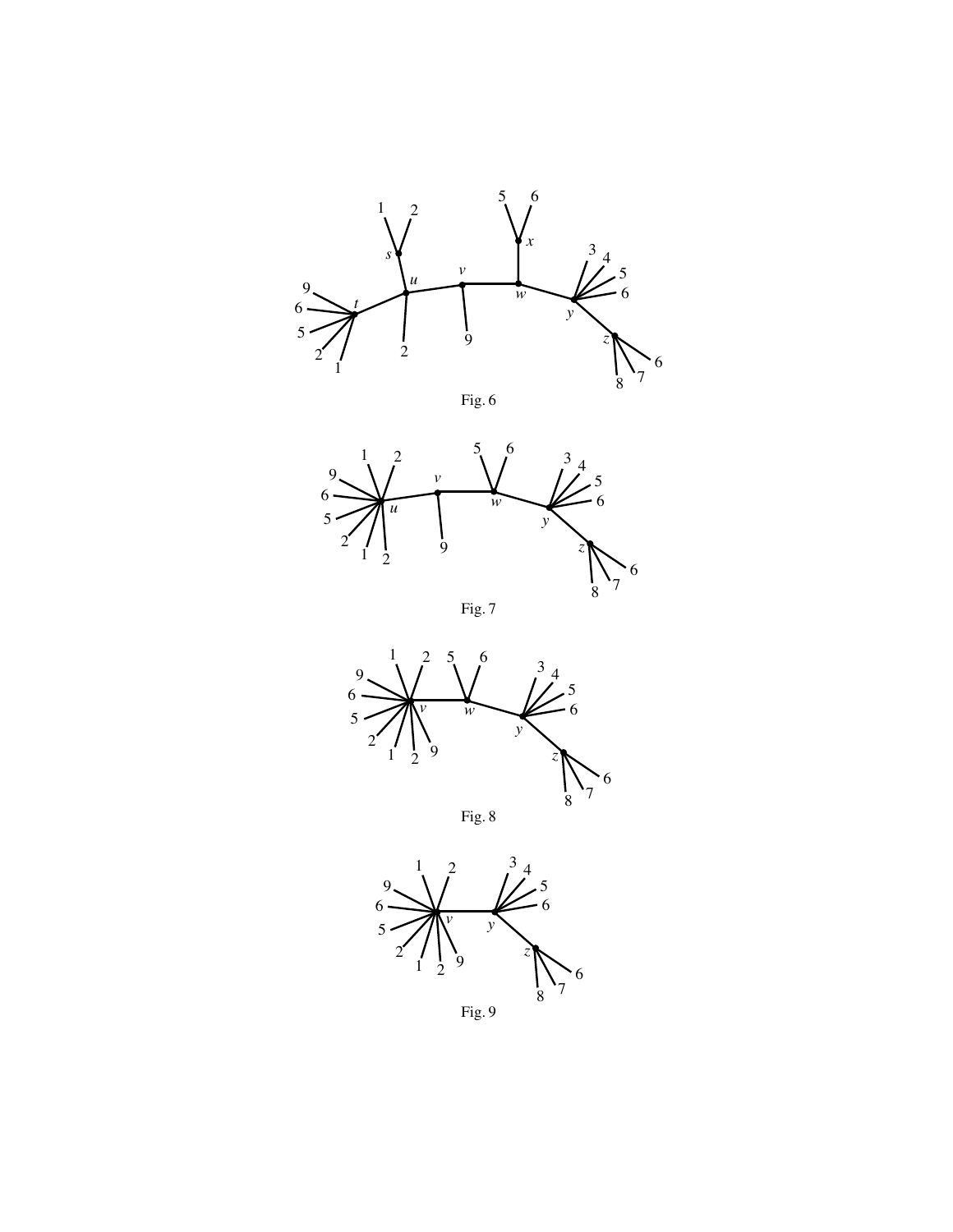Fig. 6

Fig. 7

Fig. 8

Fig. 9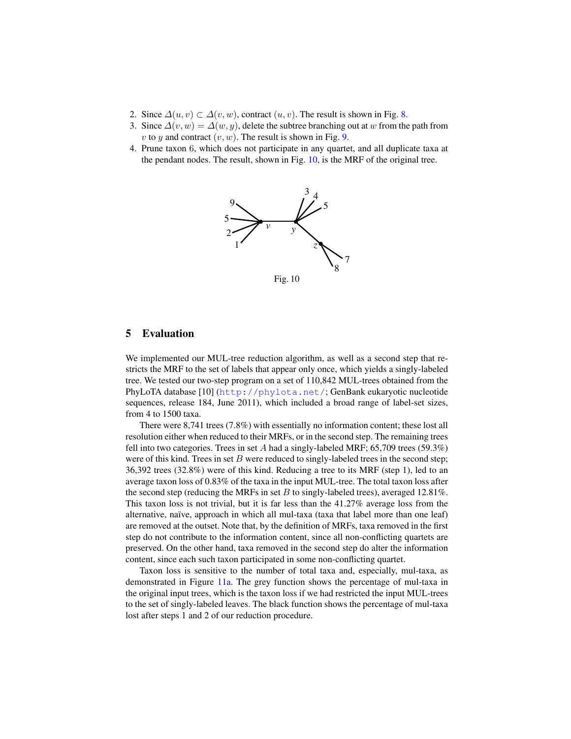2. Since $\Delta(u, v) \subset \Delta(v, w)$, contract $(u, v)$. The result is shown in Fig. 8.
3. Since $\Delta(v, w) = \Delta(w, y)$, delete the subtree branching out at $w$ from the path from $v$ to $y$ and contract $(v, w)$. The result is shown in Fig. 9.
4. Prune taxon 6, which does not participate in any quartet, and all duplicate taxa at the pendant nodes. The result, shown in Fig. 10, is the MRF of the original tree.

Fig. 10

## 5 Evaluation

We implemented our MUL-tree reduction algorithm, as well as a second step that restricts the MRF to the set of labels that appear only once, which yields a singly-labeled tree. We tested our two-step program on a set of 110,842 MUL-trees obtained from the PhyLoTA database [10] (http://phylota.net/; GenBank eukaryotic nucleotide sequences, release 184, June 2011), which included a broad range of label-set sizes, from 4 to 1500 taxa.

There were 8,741 trees (7.8%) with essentially no information content; these lost all resolution either when reduced to their MRFs, or in the second step. The remaining trees fell into two categories. Trees in set $A$ had a singly-labeled MRF; 65,709 trees (59.3%) were of this kind. Trees in set $B$ were reduced to singly-labeled trees in the second step; 36,392 trees (32.8%) were of this kind. Reducing a tree to its MRF (step 1), led to an average taxon loss of 0.83% of the taxa in the input MUL-tree. The total taxon loss after the second step (reducing the MRFs in set $B$ to singly-labeled trees), averaged 12.81%. This taxon loss is not trivial, but it is far less than the 41.27% average loss from the alternative, naïve, approach in which all mul-taxa (taxa that label more than one leaf) are removed at the outset. Note that, by the definition of MRFs, taxa removed in the first step do not contribute to the information content, since all non-conflicting quartets are preserved. On the other hand, taxa removed in the second step do alter the information content, since each such taxon participated in some non-conflicting quartet.

Taxon loss is sensitive to the number of total taxa and, especially, mul-taxa, as demonstrated in Figure 11a. The grey function shows the percentage of mul-taxa in the original input trees, which is the taxon loss if we had restricted the input MUL-trees to the set of singly-labeled leaves. The black function shows the percentage of mul-taxa lost after steps 1 and 2 of our reduction procedure.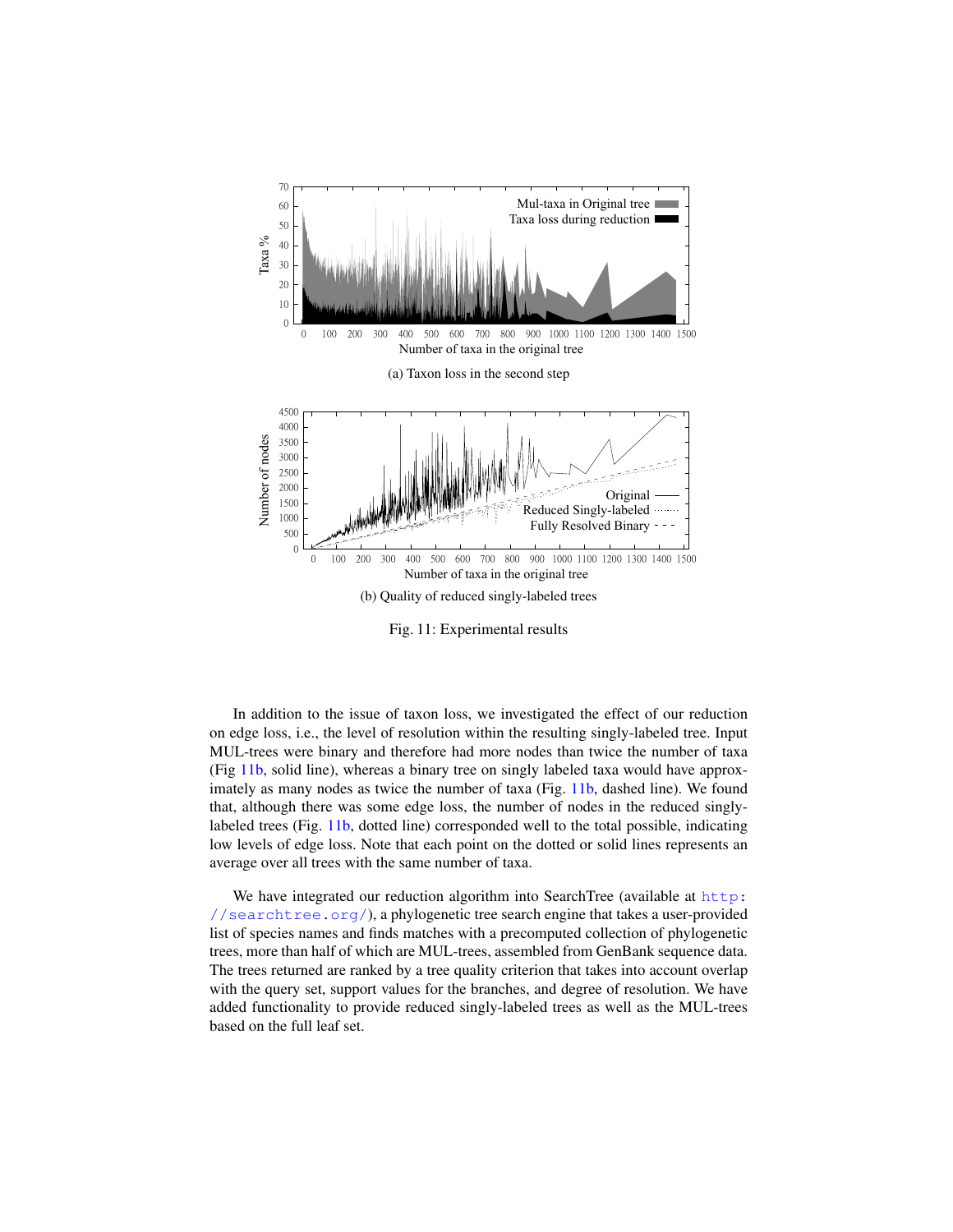(a) Taxon loss in the second step

(b) Quality of reduced singly-labeled trees

Fig. 11: Experimental results

In addition to the issue of taxon loss, we investigated the effect of our reduction on edge loss, i.e., the level of resolution within the resulting singly-labeled tree. Input MUL-trees were binary and therefore had more nodes than twice the number of taxa (Fig 11b, solid line), whereas a binary tree on singly labeled taxa would have approximately as many nodes as twice the number of taxa (Fig. 11b, dashed line). We found that, although there was some edge loss, the number of nodes in the reduced singly-labeled trees (Fig. 11b, dotted line) corresponded well to the total possible, indicating low levels of edge loss. Note that each point on the dotted or solid lines represents an average over all trees with the same number of taxa.

We have integrated our reduction algorithm into SearchTree (available at http://searchtree.org/), a phylogenetic tree search engine that takes a user-provided list of species names and finds matches with a precomputed collection of phylogenetic trees, more than half of which are MUL-trees, assembled from GenBank sequence data. The trees returned are ranked by a tree quality criterion that takes into account overlap with the query set, support values for the branches, and degree of resolution. We have added functionality to provide reduced singly-labeled trees as well as the MUL-trees based on the full leaf set.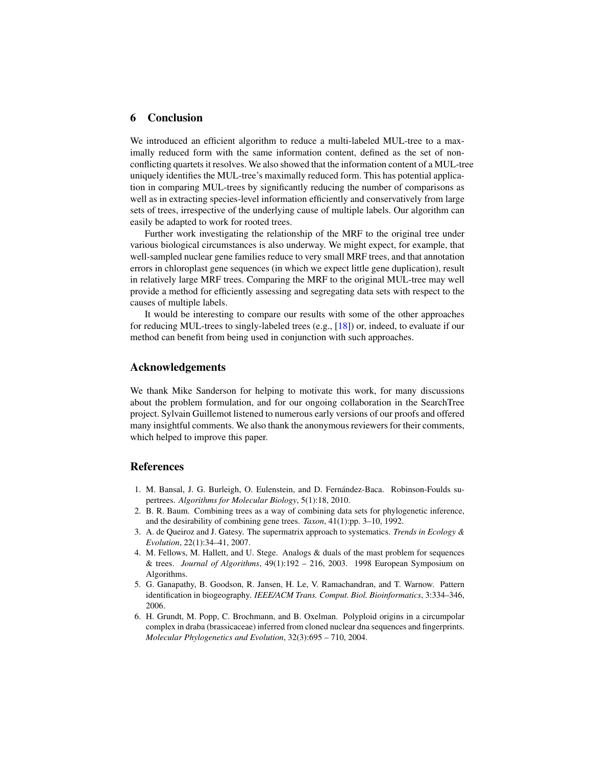## 6 Conclusion

We introduced an efficient algorithm to reduce a multi-labeled MUL-tree to a maximally reduced form with the same information content, defined as the set of non-conflicting quartets it resolves. We also showed that the information content of a MUL-tree uniquely identifies the MUL-tree's maximally reduced form. This has potential application in comparing MUL-trees by significantly reducing the number of comparisons as well as in extracting species-level information efficiently and conservatively from large sets of trees, irrespective of the underlying cause of multiple labels. Our algorithm can easily be adapted to work for rooted trees.

Further work investigating the relationship of the MRF to the original tree under various biological circumstances is also underway. We might expect, for example, that well-sampled nuclear gene families reduce to very small MRF trees, and that annotation errors in chloroplast gene sequences (in which we expect little gene duplication), result in relatively large MRF trees. Comparing the MRF to the original MUL-tree may well provide a method for efficiently assessing and segregating data sets with respect to the causes of multiple labels.

It would be interesting to compare our results with some of the other approaches for reducing MUL-trees to singly-labeled trees (e.g., [18]) or, indeed, to evaluate if our method can benefit from being used in conjunction with such approaches.

## Acknowledgements

We thank Mike Sanderson for helping to motivate this work, for many discussions about the problem formulation, and for our ongoing collaboration in the SearchTree project. Sylvain Guillemot listened to numerous early versions of our proofs and offered many insightful comments. We also thank the anonymous reviewers for their comments, which helped to improve this paper.

## References

1. M. Bansal, J. G. Burleigh, O. Eulenstein, and D. Fernández-Baca. Robinson-Foulds supertrees. *Algorithms for Molecular Biology*, 5(1):18, 2010.
2. B. R. Baum. Combining trees as a way of combining data sets for phylogenetic inference, and the desirability of combining gene trees. *Taxon*, 41(1):pp. 3–10, 1992.
3. A. de Queiroz and J. Gatesy. The supermatrix approach to systematics. *Trends in Ecology & Evolution*, 22(1):34–41, 2007.
4. M. Fellows, M. Hallett, and U. Stege. Analogs & duals of the mast problem for sequences & trees. *Journal of Algorithms*, 49(1):192 – 216, 2003. 1998 European Symposium on Algorithms.
5. G. Ganapathy, B. Goodson, R. Jansen, H. Le, V. Ramachandran, and T. Warnow. Pattern identification in biogeography. *IEEE/ACM Trans. Comput. Biol. Bioinformatics*, 3:334–346, 2006.
6. H. Grundt, M. Popp, C. Brochmann, and B. Oxelman. Polyploid origins in a circumpolar complex in draba (brassicaceae) inferred from cloned nuclear dna sequences and fingerprints. *Molecular Phylogenetics and Evolution*, 32(3):695 – 710, 2004.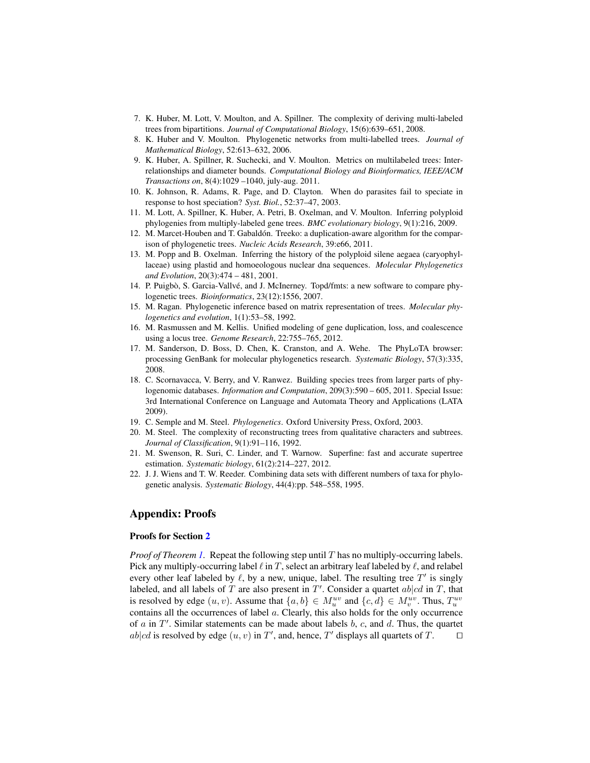7. K. Huber, M. Lott, V. Moulton, and A. Spillner. The complexity of deriving multi-labeled trees from bipartitions. *Journal of Computational Biology*, 15(6):639–651, 2008.
8. K. Huber and V. Moulton. Phylogenetic networks from multi-labelled trees. *Journal of Mathematical Biology*, 52:613–632, 2006.
9. K. Huber, A. Spillner, R. Suchecki, and V. Moulton. Metrics on multilabeled trees: Interrelationships and diameter bounds. *Computational Biology and Bioinformatics, IEEE/ACM Transactions on*, 8(4):1029 –1040, july-aug. 2011.
10. K. Johnson, R. Adams, R. Page, and D. Clayton. When do parasites fail to speciate in response to host speciation? *Syst. Biol.*, 52:37–47, 2003.
11. M. Lott, A. Spillner, K. Huber, A. Petri, B. Oxelman, and V. Moulton. Inferring polyploid phylogenies from multiply-labeled gene trees. *BMC evolutionary biology*, 9(1):216, 2009.
12. M. Marcet-Houben and T. Gabaldón. Treeko: a duplication-aware algorithm for the comparison of phylogenetic trees. *Nucleic Acids Research*, 39:e66, 2011.
13. M. Popp and B. Oxelman. Inferring the history of the polyploid silene aegaea (caryophyllaceae) using plastid and homoeologous nuclear dna sequences. *Molecular Phylogenetics and Evolution*, 20(3):474 – 481, 2001.
14. P. Puigbò, S. Garcia-Vallvé, and J. McInerney. Topd/fmts: a new software to compare phylogenetic trees. *Bioinformatics*, 23(12):1556, 2007.
15. M. Ragan. Phylogenetic inference based on matrix representation of trees. *Molecular phylogenetics and evolution*, 1(1):53–58, 1992.
16. M. Rasmussen and M. Kellis. Unified modeling of gene duplication, loss, and coalescence using a locus tree. *Genome Research*, 22:755–765, 2012.
17. M. Sanderson, D. Boss, D. Chen, K. Cranston, and A. Wehe. The PhyLoTA browser: processing GenBank for molecular phylogenetics research. *Systematic Biology*, 57(3):335, 2008.
18. C. Scornavacca, V. Berry, and V. Ranwez. Building species trees from larger parts of phylogenomic databases. *Information and Computation*, 209(3):590 – 605, 2011. Special Issue: 3rd International Conference on Language and Automata Theory and Applications (LATA 2009).
19. C. Semple and M. Steel. *Phylogenetics*. Oxford University Press, Oxford, 2003.
20. M. Steel. The complexity of reconstructing trees from qualitative characters and subtrees. *Journal of Classification*, 9(1):91–116, 1992.
21. M. Swenson, R. Suri, C. Linder, and T. Warnow. Superfine: fast and accurate supertree estimation. *Systematic biology*, 61(2):214–227, 2012.
22. J. J. Wiens and T. W. Reeder. Combining data sets with different numbers of taxa for phylogenetic analysis. *Systematic Biology*, 44(4):pp. 548–558, 1995.

## Appendix: Proofs

### Proofs for Section 2

*Proof of Theorem 1.* Repeat the following step until $T$ has no multiply-occurring labels. Pick any multiply-occurring label $\ell$ in $T$, select an arbitrary leaf labeled by $\ell$, and relabel every other leaf labeled by $\ell$, by a new, unique, label. The resulting tree $T'$ is singly labeled, and all labels of $T$ are also present in $T'$. Consider a quartet $ab|cd$ in $T$, that is resolved by edge $(u, v)$. Assume that $\{a, b\} \in M_u^{uv}$ and $\{c, d\} \in M_v^{uv}$. Thus, $T_u^{uv}$ contains all the occurrences of label $a$. Clearly, this also holds for the only occurrence of $a$ in $T'$. Similar statements can be made about labels $b$, $c$, and $d$. Thus, the quartet $ab|cd$ is resolved by edge $(u, v)$ in $T'$, and, hence, $T'$ displays all quartets of $T$. □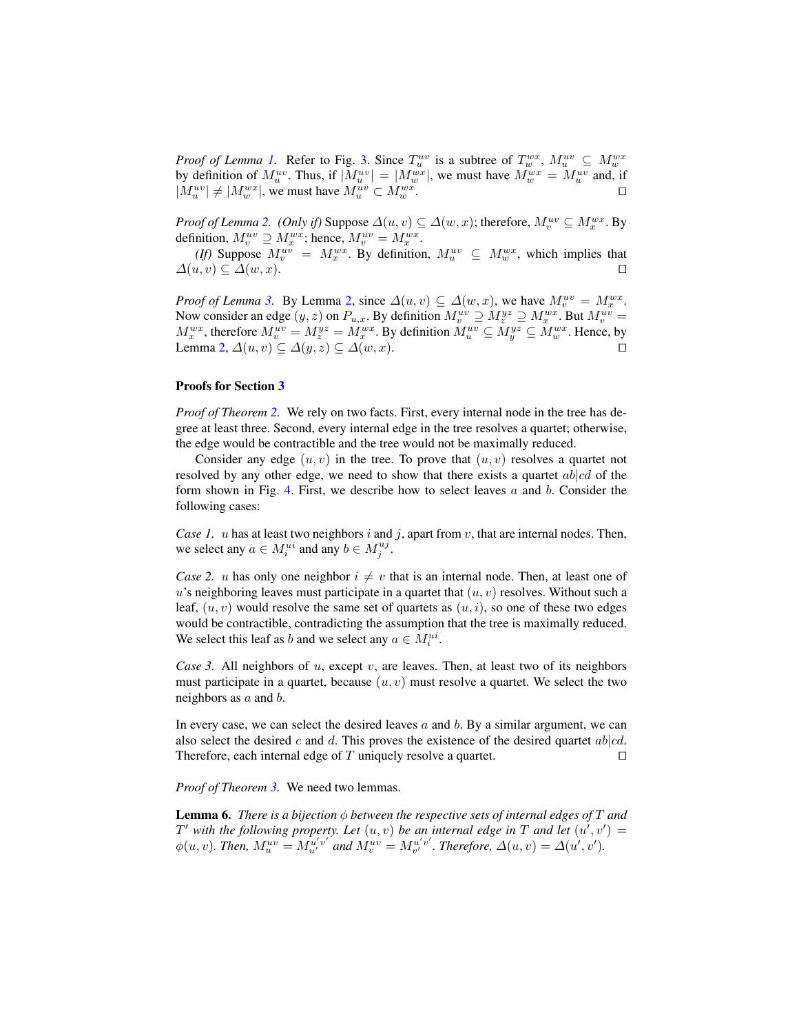*Proof of Lemma 1.* Refer to Fig. 3. Since $T_u^{uv}$ is a subtree of $T_w^{wx}$, $M_u^{uv} \subseteq M_w^{wx}$ by definition of $M_u^{uv}$. Thus, if $|M_u^{uv}| = |M_w^{wx}|$, we must have $M_w^{wx} = M_u^{uv}$ and, if $|M_u^{uv}| \neq |M_w^{wx}|$, we must have $M_u^{uv} \subset M_w^{wx}$. □

*Proof of Lemma 2. (Only if)* Suppose $\Delta(u, v) \subseteq \Delta(w, x)$; therefore, $M_v^{uv} \subseteq M_x^{wx}$. By definition, $M_v^{uv} \supseteq M_x^{wx}$; hence, $M_v^{uv} = M_x^{wx}$.

*(If)* Suppose $M_v^{uv} = M_x^{wx}$. By definition, $M_u^{uv} \subseteq M_w^{wx}$, which implies that $\Delta(u, v) \subseteq \Delta(w, x)$. □

*Proof of Lemma 3.* By Lemma 2, since $\Delta(u, v) \subseteq \Delta(w, x)$, we have $M_v^{uv} = M_x^{wx}$. Now consider an edge $(y, z)$ on $P_{u,x}$. By definition $M_v^{uv} \supseteq M_z^{yz} \supseteq M_x^{wx}$. But $M_v^{uv} = M_x^{wx}$, therefore $M_v^{uv} = M_z^{yz} = M_x^{wx}$. By definition $M_u^{uv} \subseteq M_y^{yz} \subseteq M_w^{wx}$. Hence, by Lemma 2, $\Delta(u, v) \subseteq \Delta(y, z) \subseteq \Delta(w, x)$. □

**Proofs for Section 3**

*Proof of Theorem 2.* We rely on two facts. First, every internal node in the tree has degree at least three. Second, every internal edge in the tree resolves a quartet; otherwise, the edge would be contractible and the tree would not be maximally reduced.

Consider any edge $(u, v)$ in the tree. To prove that $(u, v)$ resolves a quartet not resolved by any other edge, we need to show that there exists a quartet $ab|cd$ of the form shown in Fig. 4. First, we describe how to select leaves $a$ and $b$. Consider the following cases:

*Case 1.* $u$ has at least two neighbors $i$ and $j$, apart from $v$, that are internal nodes. Then, we select any $a \in M_i^{ui}$ and any $b \in M_j^{uj}$.

*Case 2.* $u$ has only one neighbor $i \neq v$ that is an internal node. Then, at least one of $u$'s neighboring leaves must participate in a quartet that $(u, v)$ resolves. Without such a leaf, $(u, v)$ would resolve the same set of quartets as $(u, i)$, so one of these two edges would be contractible, contradicting the assumption that the tree is maximally reduced. We select this leaf as $b$ and we select any $a \in M_i^{ui}$.

*Case 3.* All neighbors of $u$, except $v$, are leaves. Then, at least two of its neighbors must participate in a quartet, because $(u, v)$ must resolve a quartet. We select the two neighbors as $a$ and $b$.

In every case, we can select the desired leaves $a$ and $b$. By a similar argument, we can also select the desired $c$ and $d$. This proves the existence of the desired quartet $ab|cd$. Therefore, each internal edge of $T$ uniquely resolve a quartet. □

*Proof of Theorem 3.* We need two lemmas.

**Lemma 6.** *There is a bijection $\phi$ between the respective sets of internal edges of $T$ and $T'$ with the following property. Let $(u, v)$ be an internal edge in $T$ and let $(u', v') = \phi(u, v)$. Then, $M_u^{uv} = M_{u'}^{u'v'}$ and $M_v^{uv} = M_{v'}^{u'v'}$. Therefore, $\Delta(u, v) = \Delta(u', v')$.*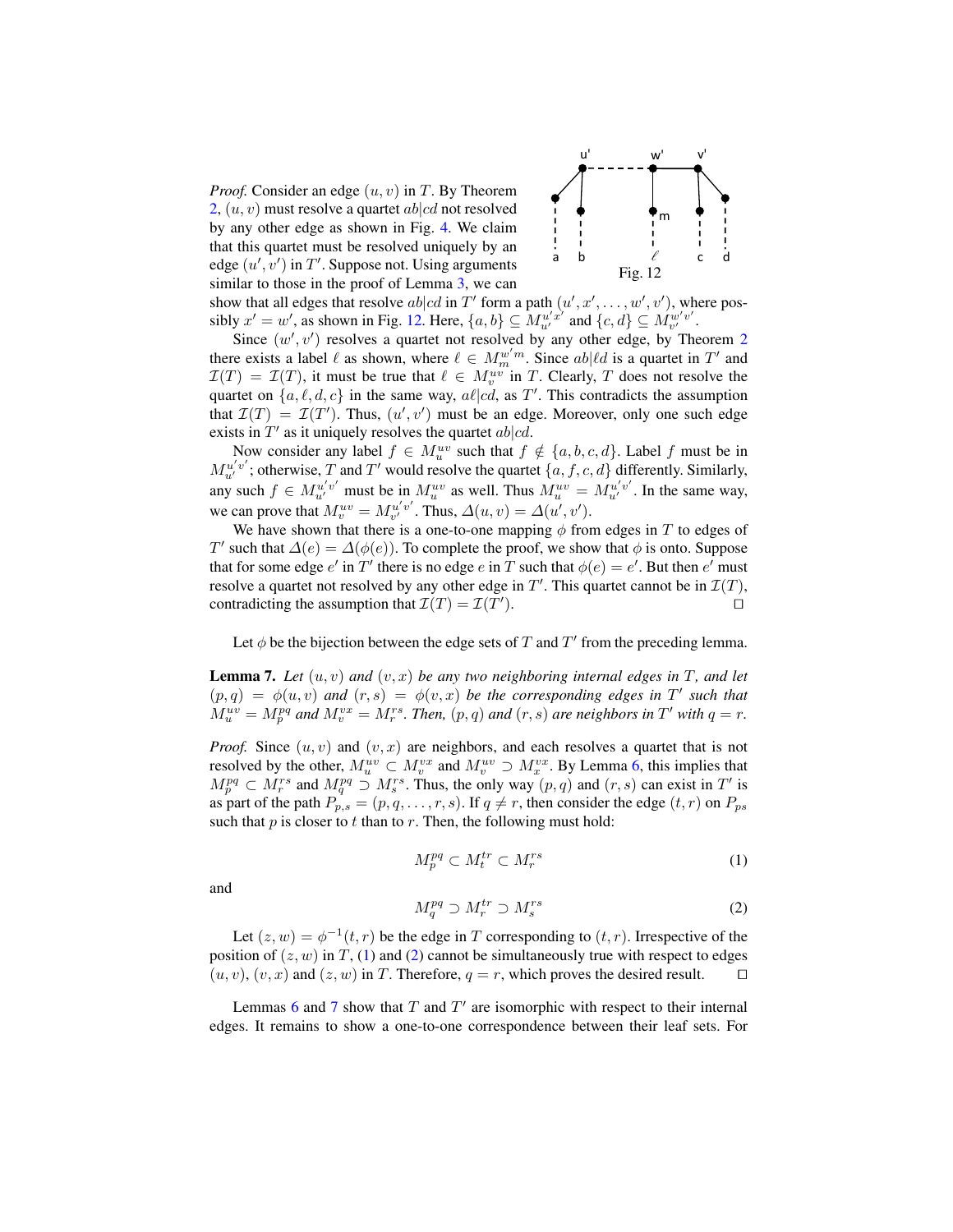*Proof.* Consider an edge $(u, v)$ in $T$. By Theorem 2, $(u, v)$ must resolve a quartet $ab|cd$ not resolved by any other edge as shown in Fig. 4. We claim that this quartet must be resolved uniquely by an edge $(u', v')$ in $T'$. Suppose not. Using arguments similar to those in the proof of Lemma 3, we can show that all edges that resolve $ab|cd$ in $T'$ form a path $(u', x', \dots, w', v')$, where possibly $x' = w'$, as shown in Fig. 12. Here, $\{a, b\} \subseteq M_{u'}^{u'x'}$ and $\{c, d\} \subseteq M_{v'}^{w'v'}$.

Fig. 12

Since $(w', v')$ resolves a quartet not resolved by any other edge, by Theorem 2 there exists a label $\ell$ as shown, where $\ell \in M_m^{w'm}$. Since $ab|\ell d$ is a quartet in $T'$ and $\mathcal{I}(T) = \mathcal{I}(T)$, it must be true that $\ell \in M_v^{uv}$ in $T$. Clearly, $T$ does not resolve the quartet on $\{a, \ell, d, c\}$ in the same way, $a\ell|cd$, as $T'$. This contradicts the assumption that $\mathcal{I}(T) = \mathcal{I}(T')$. Thus, $(u', v')$ must be an edge. Moreover, only one such edge exists in $T'$ as it uniquely resolves the quartet $ab|cd$.

Now consider any label $f \in M_u^{uv}$ such that $f \notin \{a, b, c, d\}$. Label $f$ must be in $M_{u'}^{u'v'}$; otherwise, $T$ and $T'$ would resolve the quartet $\{a, f, c, d\}$ differently. Similarly, any such $f \in M_{u'}^{u'v'}$ must be in $M_u^{uv}$ as well. Thus $M_u^{uv} = M_{u'}^{u'v'}$. In the same way, we can prove that $M_v^{uv} = M_{v'}^{u'v'}$. Thus, $\Delta(u, v) = \Delta(u', v')$.

We have shown that there is a one-to-one mapping $\phi$ from edges in $T$ to edges of $T'$ such that $\Delta(e) = \Delta(\phi(e))$. To complete the proof, we show that $\phi$ is onto. Suppose that for some edge $e'$ in $T'$ there is no edge $e$ in $T$ such that $\phi(e) = e'$. But then $e'$ must resolve a quartet not resolved by any other edge in $T'$. This quartet cannot be in $\mathcal{I}(T)$, contradicting the assumption that $\mathcal{I}(T) = \mathcal{I}(T')$. $\square$

Let $\phi$ be the bijection between the edge sets of $T$ and $T'$ from the preceding lemma.

**Lemma 7.** *Let $(u, v)$ and $(v, x)$ be any two neighboring internal edges in $T$, and let $(p, q) = \phi(u, v)$ and $(r, s) = \phi(v, x)$ be the corresponding edges in $T'$ such that $M_u^{uv} = M_p^{pq}$ and $M_v^{vx} = M_r^{rs}$. Then, $(p, q)$ and $(r, s)$ are neighbors in $T'$ with $q = r$.*

*Proof.* Since $(u, v)$ and $(v, x)$ are neighbors, and each resolves a quartet that is not resolved by the other, $M_u^{uv} \subset M_v^{vx}$ and $M_v^{uv} \supset M_x^{vx}$. By Lemma 6, this implies that $M_p^{pq} \subset M_r^{rs}$ and $M_q^{pq} \supset M_s^{rs}$. Thus, the only way $(p, q)$ and $(r, s)$ can exist in $T'$ is as part of the path $P_{p,s} = (p, q, \dots, r, s)$. If $q \neq r$, then consider the edge $(t, r)$ on $P_{ps}$ such that $p$ is closer to $t$ than to $r$. Then, the following must hold:

$$M_p^{pq} \subset M_t^{tr} \subset M_r^{rs} \tag{1}$$

and

$$M_q^{pq} \supset M_r^{tr} \supset M_s^{rs} \tag{2}$$

Let $(z, w) = \phi^{-1}(t, r)$ be the edge in $T$ corresponding to $(t, r)$. Irrespective of the position of $(z, w)$ in $T$, (1) and (2) cannot be simultaneously true with respect to edges $(u, v)$, $(v, x)$ and $(z, w)$ in $T$. Therefore, $q = r$, which proves the desired result. $\square$

Lemmas 6 and 7 show that $T$ and $T'$ are isomorphic with respect to their internal edges. It remains to show a one-to-one correspondence between their leaf sets. For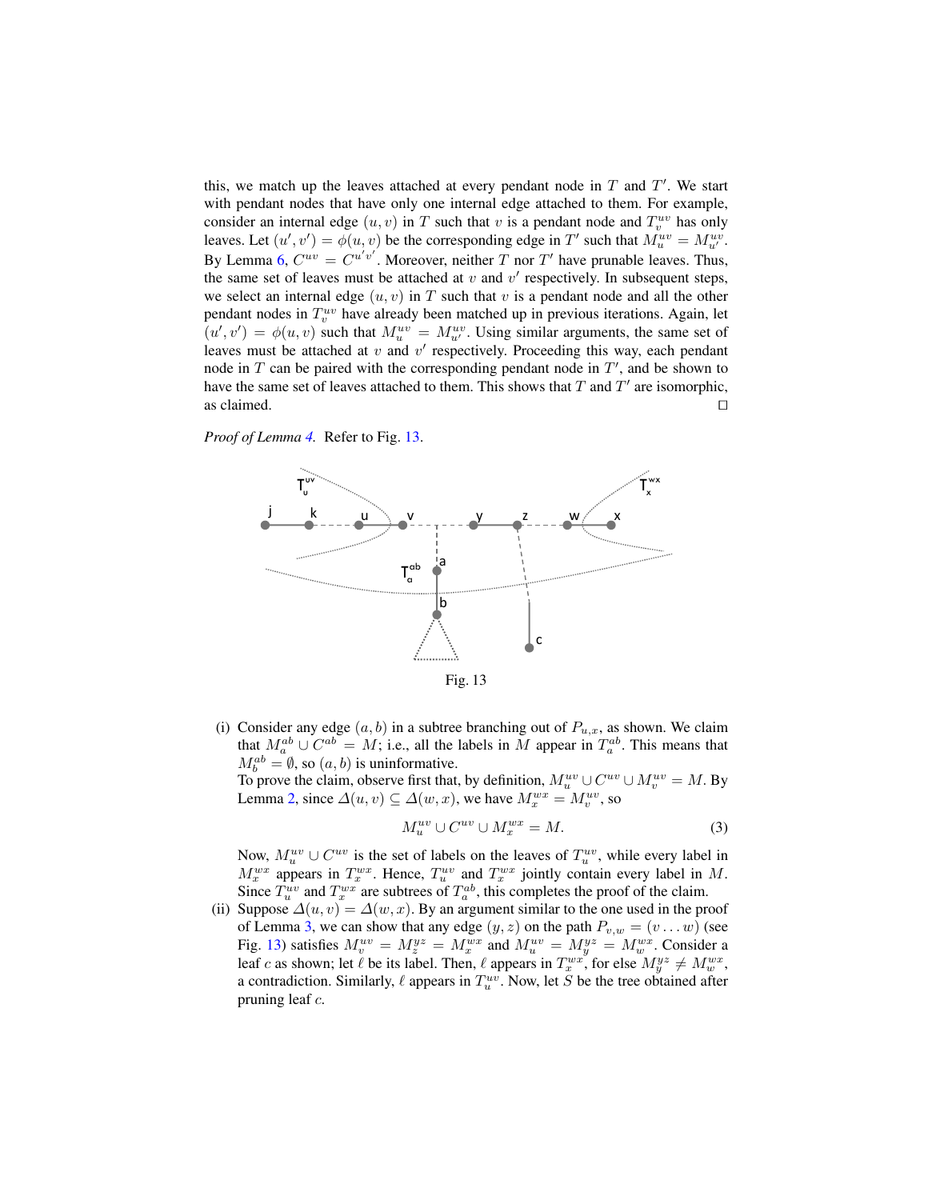this, we match up the leaves attached at every pendant node in $T$ and $T'$. We start with pendant nodes that have only one internal edge attached to them. For example, consider an internal edge $(u, v)$ in $T$ such that $v$ is a pendant node and $T_v^{uv}$ has only leaves. Let $(u', v') = \phi(u, v)$ be the corresponding edge in $T'$ such that $M_u^{uv} = M_{u'}^{uv}$. By Lemma 6, $C^{uv} = C^{u'v'}$. Moreover, neither $T$ nor $T'$ have prunable leaves. Thus, the same set of leaves must be attached at $v$ and $v'$ respectively. In subsequent steps, we select an internal edge $(u, v)$ in $T$ such that $v$ is a pendant node and all the other pendant nodes in $T_v^{uv}$ have already been matched up in previous iterations. Again, let $(u', v') = \phi(u, v)$ such that $M_u^{uv} = M_{u'}^{uv}$. Using similar arguments, the same set of leaves must be attached at $v$ and $v'$ respectively. Proceeding this way, each pendant node in $T$ can be paired with the corresponding pendant node in $T'$, and be shown to have the same set of leaves attached to them. This shows that $T$ and $T'$ are isomorphic, as claimed. □

*Proof of Lemma 4.* Refer to Fig. 13.

Fig. 13

(i) Consider any edge $(a, b)$ in a subtree branching out of $P_{u,x}$, as shown. We claim that $M_a^{ab} \cup C^{ab} = M$; i.e., all the labels in $M$ appear in $T_a^{ab}$. This means that $M_b^{ab} = \emptyset$, so $(a, b)$ is uninformative.
To prove the claim, observe first that, by definition, $M_u^{uv} \cup C^{uv} \cup M_v^{uv} = M$. By Lemma 2, since $\Delta(u, v) \subseteq \Delta(w, x)$, we have $M_x^{wx} = M_v^{uv}$, so
$$M_u^{uv} \cup C^{uv} \cup M_x^{wx} = M. \qquad (3)$$
Now, $M_u^{uv} \cup C^{uv}$ is the set of labels on the leaves of $T_u^{uv}$, while every label in $M_x^{wx}$ appears in $T_x^{wx}$. Hence, $T_u^{uv}$ and $T_x^{wx}$ jointly contain every label in $M$. Since $T_u^{uv}$ and $T_x^{wx}$ are subtrees of $T_a^{ab}$, this completes the proof of the claim.

(ii) Suppose $\Delta(u, v) = \Delta(w, x)$. By an argument similar to the one used in the proof of Lemma 3, we can show that any edge $(y, z)$ on the path $P_{v,w} = (v \ldots w)$ (see Fig. 13) satisfies $M_v^{uv} = M_z^{yz} = M_x^{wx}$ and $M_u^{uv} = M_y^{yz} = M_w^{wx}$. Consider a leaf $c$ as shown; let $\ell$ be its label. Then, $\ell$ appears in $T_x^{wx}$, for else $M_y^{yz} \neq M_w^{wx}$, a contradiction. Similarly, $\ell$ appears in $T_u^{uv}$. Now, let $S$ be the tree obtained after pruning leaf $c$.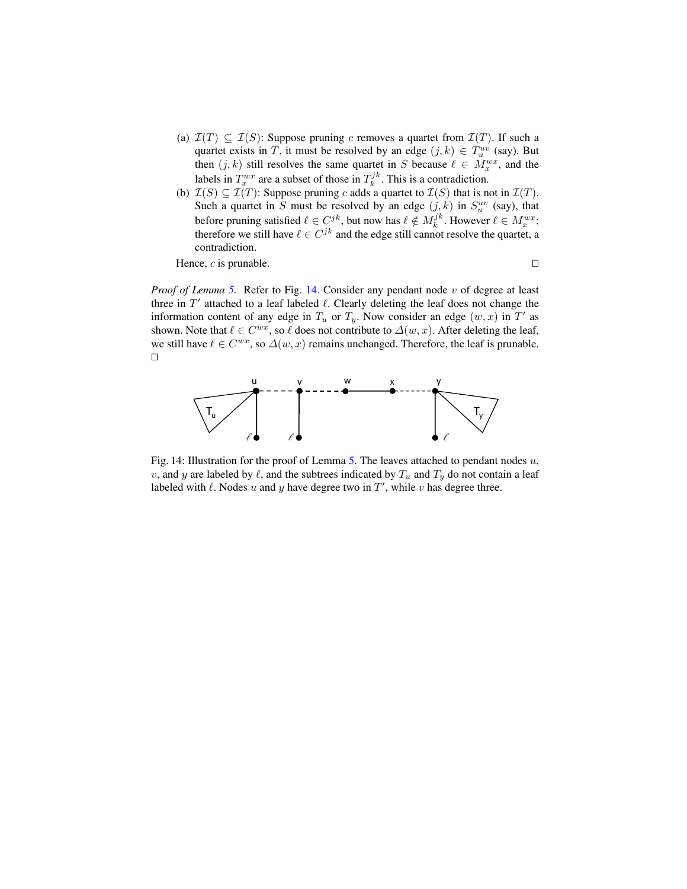(a) $\mathcal{I}(T) \subseteq \mathcal{I}(S)$: Suppose pruning $c$ removes a quartet from $\mathcal{I}(T)$. If such a quartet exists in $T$, it must be resolved by an edge $(j, k) \in T_u^{uv}$ (say). But then $(j, k)$ still resolves the same quartet in $S$ because $\ell \in M_x^{wx}$, and the labels in $T_x^{wx}$ are a subset of those in $T_k^{jk}$. This is a contradiction.

(b) $\mathcal{I}(S) \subseteq \mathcal{I}(T)$: Suppose pruning $c$ adds a quartet to $\mathcal{I}(S)$ that is not in $\mathcal{I}(T)$. Such a quartet in $S$ must be resolved by an edge $(j, k)$ in $S_u^{uv}$ (say), that before pruning satisfied $\ell \in C^{jk}$, but now has $\ell \notin M_k^{jk}$. However $\ell \in M_x^{wx}$; therefore we still have $\ell \in C^{jk}$ and the edge still cannot resolve the quartet, a contradiction.

Hence, $c$ is prunable. □

*Proof of Lemma 5.* Refer to Fig. 14. Consider any pendant node $v$ of degree at least three in $T'$ attached to a leaf labeled $\ell$. Clearly deleting the leaf does not change the information content of any edge in $T_u$ or $T_y$. Now consider an edge $(w, x)$ in $T'$ as shown. Note that $\ell \in C^{wx}$, so $\ell$ does not contribute to $\Delta(w, x)$. After deleting the leaf, we still have $\ell \in C^{wx}$, so $\Delta(w, x)$ remains unchanged. Therefore, the leaf is prunable. □

u v w x y

$T_u$ $T_y$

$\ell$ $\ell$ $\ell$

Fig. 14: Illustration for the proof of Lemma 5. The leaves attached to pendant nodes $u$, $v$, and $y$ are labeled by $\ell$, and the subtrees indicated by $T_u$ and $T_y$ do not contain a leaf labeled with $\ell$. Nodes $u$ and $y$ have degree two in $T'$, while $v$ has degree three.